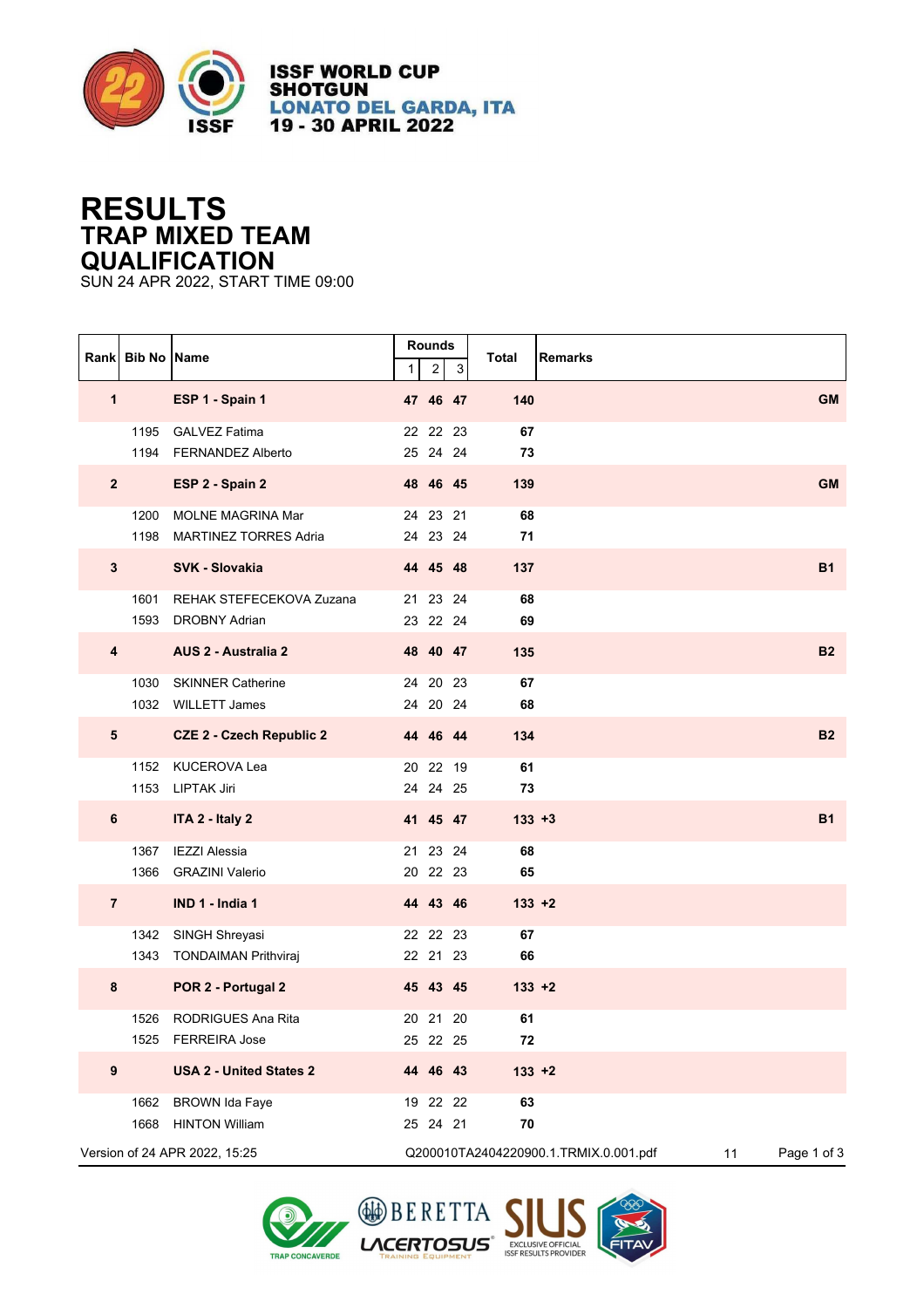# ISSF WORLD CUP SHOTGUN
## LONATO DEL GARDA, ITA
### 19 - 30 APRIL 2022

# RESULTS
## TRAP MIXED TEAM
## QUALIFICATION
SUN 24 APR 2022, START TIME 09:00

| Rank | Bib No | Name | Rounds 1 | 2 | 3 | Total | Remarks |
|---|---|---|---|---|---|---|---|
| **1** | | **ESP 1 - Spain 1** | **47** | **46** | **47** | **140** | **GM** |
| | 1195 | GALVEZ Fatima | 22 | 22 | 23 | **67** | |
| | 1194 | FERNANDEZ Alberto | 25 | 24 | 24 | **73** | |
| **2** | | **ESP 2 - Spain 2** | **48** | **46** | **45** | **139** | **GM** |
| | 1200 | MOLNE MAGRINA Mar | 24 | 23 | 21 | **68** | |
| | 1198 | MARTINEZ TORRES Adria | 24 | 23 | 24 | **71** | |
| **3** | | **SVK - Slovakia** | **44** | **45** | **48** | **137** | **B1** |
| | 1601 | REHAK STEFECEKOVA Zuzana | 21 | 23 | 24 | **68** | |
| | 1593 | DROBNY Adrian | 23 | 22 | 24 | **69** | |
| **4** | | **AUS 2 - Australia 2** | **48** | **40** | **47** | **135** | **B2** |
| | 1030 | SKINNER Catherine | 24 | 20 | 23 | **67** | |
| | 1032 | WILLETT James | 24 | 20 | 24 | **68** | |
| **5** | | **CZE 2 - Czech Republic 2** | **44** | **46** | **44** | **134** | **B2** |
| | 1152 | KUCEROVA Lea | 20 | 22 | 19 | **61** | |
| | 1153 | LIPTAK Jiri | 24 | 24 | 25 | **73** | |
| **6** | | **ITA 2 - Italy 2** | **41** | **45** | **47** | **133 +3** | **B1** |
| | 1367 | IEZZI Alessia | 21 | 23 | 24 | **68** | |
| | 1366 | GRAZINI Valerio | 20 | 22 | 23 | **65** | |
| **7** | | **IND 1 - India 1** | **44** | **43** | **46** | **133 +2** | |
| | 1342 | SINGH Shreyasi | 22 | 22 | 23 | **67** | |
| | 1343 | TONDAIMAN Prithviraj | 22 | 21 | 23 | **66** | |
| **8** | | **POR 2 - Portugal 2** | **45** | **43** | **45** | **133 +2** | |
| | 1526 | RODRIGUES Ana Rita | 20 | 21 | 20 | **61** | |
| | 1525 | FERREIRA Jose | 25 | 22 | 25 | **72** | |
| **9** | | **USA 2 - United States 2** | **44** | **46** | **43** | **133 +2** | |
| | 1662 | BROWN Ida Faye | 19 | 22 | 22 | **63** | |
| | 1668 | HINTON William | 25 | 24 | 21 | **70** | |

Version of 24 APR 2022, 15:25 — Q200010TA2404220900.1.TRMIX.0.001.pdf — 11

BERETTA LACERTOSUS TRAINING EQUIPMENT — TRAP CONCAVERDE — SIUS EXCLUSIVE OFFICIAL ISSF RESULTS PROVIDER — FITAV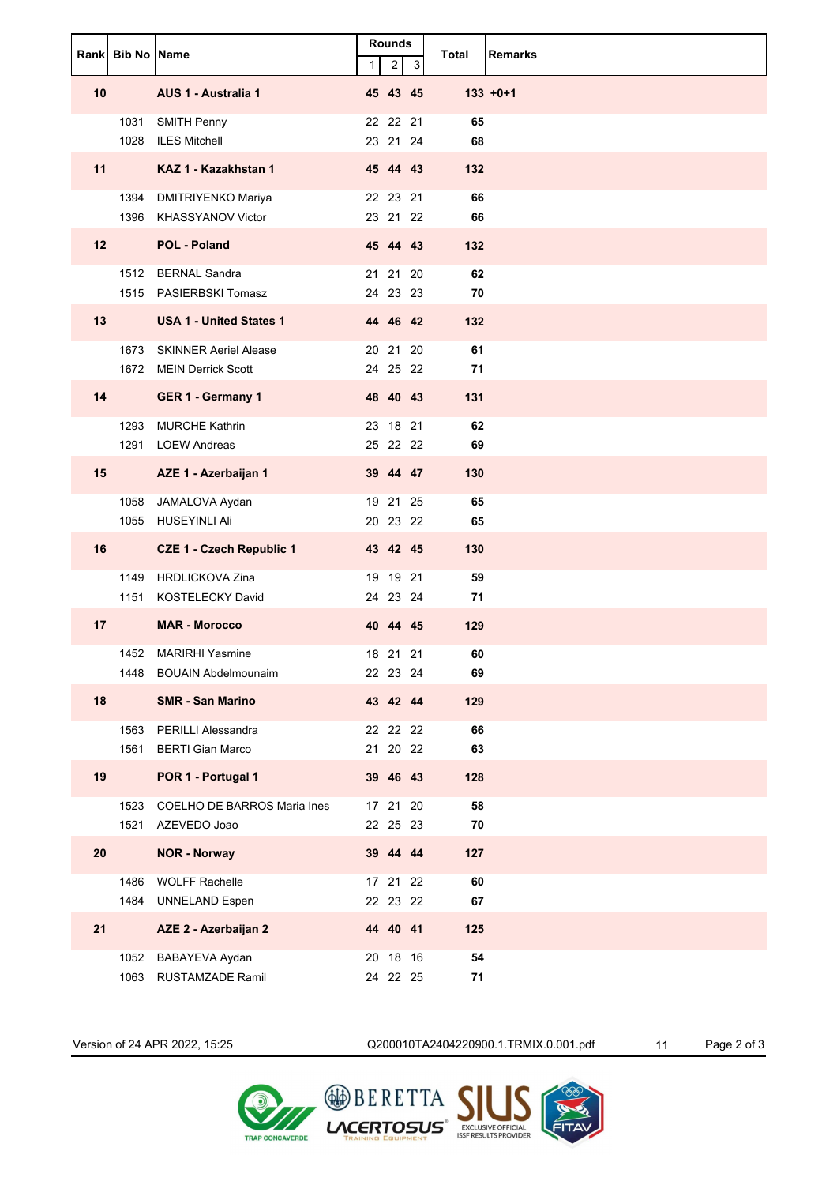| Rank | Bib No | Name | Rounds | | | Total | Remarks |
|---|---|---|---|---|---|---|---|
| | | | 1 | 2 | 3 | | |
| **10** | | **AUS 1 - Australia 1** | **45** | **43** | **45** | **133** | **+0+1** |
| | 1031 | SMITH Penny | 22 | 22 | 21 | **65** | |
| | 1028 | ILES Mitchell | 23 | 21 | 24 | **68** | |
| **11** | | **KAZ 1 - Kazakhstan 1** | **45** | **44** | **43** | **132** | |
| | 1394 | DMITRIYENKO Mariya | 22 | 23 | 21 | **66** | |
| | 1396 | KHASSYANOV Victor | 23 | 21 | 22 | **66** | |
| **12** | | **POL - Poland** | **45** | **44** | **43** | **132** | |
| | 1512 | BERNAL Sandra | 21 | 21 | 20 | **62** | |
| | 1515 | PASIERBSKI Tomasz | 24 | 23 | 23 | **70** | |
| **13** | | **USA 1 - United States 1** | **44** | **46** | **42** | **132** | |
| | 1673 | SKINNER Aeriel Alease | 20 | 21 | 20 | **61** | |
| | 1672 | MEIN Derrick Scott | 24 | 25 | 22 | **71** | |
| **14** | | **GER 1 - Germany 1** | **48** | **40** | **43** | **131** | |
| | 1293 | MURCHE Kathrin | 23 | 18 | 21 | **62** | |
| | 1291 | LOEW Andreas | 25 | 22 | 22 | **69** | |
| **15** | | **AZE 1 - Azerbaijan 1** | **39** | **44** | **47** | **130** | |
| | 1058 | JAMALOVA Aydan | 19 | 21 | 25 | **65** | |
| | 1055 | HUSEYINLI Ali | 20 | 23 | 22 | **65** | |
| **16** | | **CZE 1 - Czech Republic 1** | **43** | **42** | **45** | **130** | |
| | 1149 | HRDLICKOVA Zina | 19 | 19 | 21 | **59** | |
| | 1151 | KOSTELECKY David | 24 | 23 | 24 | **71** | |
| **17** | | **MAR - Morocco** | **40** | **44** | **45** | **129** | |
| | 1452 | MARIRHI Yasmine | 18 | 21 | 21 | **60** | |
| | 1448 | BOUAIN Abdelmounaim | 22 | 23 | 24 | **69** | |
| **18** | | **SMR - San Marino** | **43** | **42** | **44** | **129** | |
| | 1563 | PERILLI Alessandra | 22 | 22 | 22 | **66** | |
| | 1561 | BERTI Gian Marco | 21 | 20 | 22 | **63** | |
| **19** | | **POR 1 - Portugal 1** | **39** | **46** | **43** | **128** | |
| | 1523 | COELHO DE BARROS Maria Ines | 17 | 21 | 20 | **58** | |
| | 1521 | AZEVEDO Joao | 22 | 25 | 23 | **70** | |
| **20** | | **NOR - Norway** | **39** | **44** | **44** | **127** | |
| | 1486 | WOLFF Rachelle | 17 | 21 | 22 | **60** | |
| | 1484 | UNNELAND Espen | 22 | 23 | 22 | **67** | |
| **21** | | **AZE 2 - Azerbaijan 2** | **44** | **40** | **41** | **125** | |
| | 1052 | BABAYEVA Aydan | 20 | 18 | 16 | **54** | |
| | 1063 | RUSTAMZADE Ramil | 24 | 22 | 25 | **71** | |

Version of 24 APR 2022, 15:25 Q200010TA2404220900.1.TRMIX.0.001.pdf 11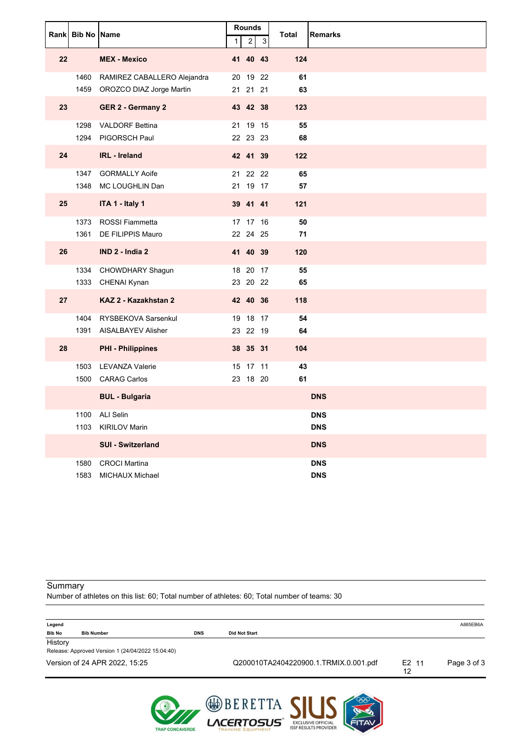| Rank | Bib No | Name | Rounds | | | Total | Remarks |
|---|---|---|---|---|---|---|---|
| | | | 1 | 2 | 3 | | |
| **22** | | **MEX - Mexico** | **41** | **40** | **43** | **124** | |
| | 1460 | RAMIREZ CABALLERO Alejandra | 20 | 19 | 22 | **61** | |
| | 1459 | OROZCO DIAZ Jorge Martin | 21 | 21 | 21 | **63** | |
| **23** | | **GER 2 - Germany 2** | **43** | **42** | **38** | **123** | |
| | 1298 | VALDORF Bettina | 21 | 19 | 15 | **55** | |
| | 1294 | PIGORSCH Paul | 22 | 23 | 23 | **68** | |
| **24** | | **IRL - Ireland** | **42** | **41** | **39** | **122** | |
| | 1347 | GORMALLY Aoife | 21 | 22 | 22 | **65** | |
| | 1348 | MC LOUGHLIN Dan | 21 | 19 | 17 | **57** | |
| **25** | | **ITA 1 - Italy 1** | **39** | **41** | **41** | **121** | |
| | 1373 | ROSSI Fiammetta | 17 | 17 | 16 | **50** | |
| | 1361 | DE FILIPPIS Mauro | 22 | 24 | 25 | **71** | |
| **26** | | **IND 2 - India 2** | **41** | **40** | **39** | **120** | |
| | 1334 | CHOWDHARY Shagun | 18 | 20 | 17 | **55** | |
| | 1333 | CHENAI Kynan | 23 | 20 | 22 | **65** | |
| **27** | | **KAZ 2 - Kazakhstan 2** | **42** | **40** | **36** | **118** | |
| | 1404 | RYSBEKOVA Sarsenkul | 19 | 18 | 17 | **54** | |
| | 1391 | AISALBAYEV Alisher | 23 | 22 | 19 | **64** | |
| **28** | | **PHI - Philippines** | **38** | **35** | **31** | **104** | |
| | 1503 | LEVANZA Valerie | 15 | 17 | 11 | **43** | |
| | 1500 | CARAG Carlos | 23 | 18 | 20 | **61** | |
| | | **BUL - Bulgaria** | | | | | **DNS** |
| | 1100 | ALI Selin | | | | | **DNS** |
| | 1103 | KIRILOV Marin | | | | | **DNS** |
| | | **SUI - Switzerland** | | | | | **DNS** |
| | 1580 | CROCI Martina | | | | | **DNS** |
| | 1583 | MICHAUX Michael | | | | | **DNS** |

Summary

Number of athletes on this list: 60; Total number of athletes: 60; Total number of teams: 30

**Legend**

| | | | |
|---|---|---|---|
| **Bib No** | **Bib Number** | **DNS** | **Did Not Start** |

History

Release: Approved Version 1 (24/04/2022 15:04:40)

Version of 24 APR 2022, 15:25 — Q200010TA2404220900.1.TRMIX.0.001.pdf — E2 11 12